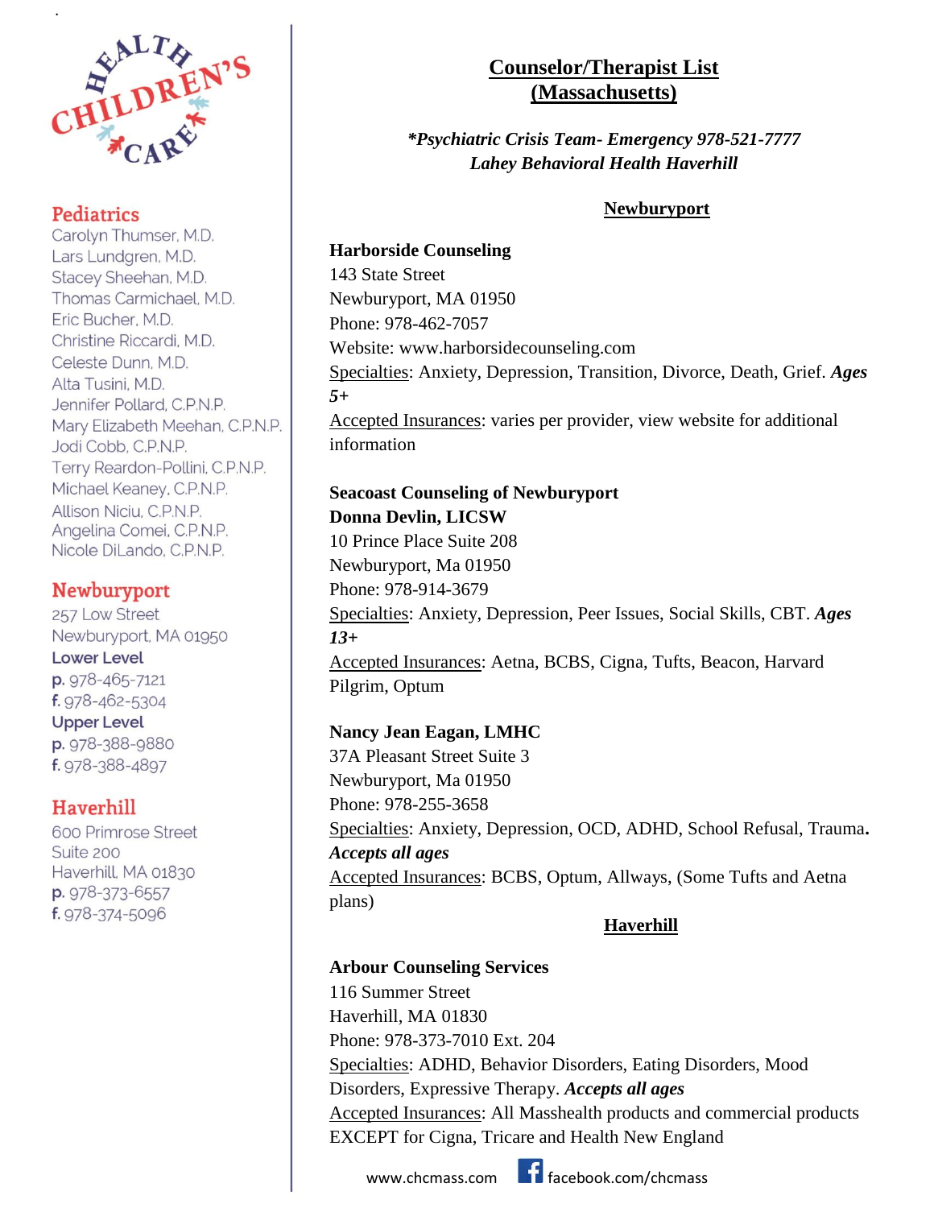Children's Health Care

## Pediatrics

Carolyn Thumser, M.D.
Lars Lundgren, M.D.
Stacey Sheehan, M.D.
Thomas Carmichael, M.D.
Eric Bucher, M.D.
Christine Riccardi, M.D.
Celeste Dunn, M.D.
Alta Tusini, M.D.
Jennifer Pollard, C.P.N.P.
Mary Elizabeth Meehan, C.P.N.P.
Jodi Cobb, C.P.N.P.
Terry Reardon-Pollini, C.P.N.P.
Michael Keaney, C.P.N.P.
Allison Niciu, C.P.N.P.
Angelina Comei, C.P.N.P.
Nicole DiLando, C.P.N.P.

## Newburyport

257 Low Street
Newburyport, MA 01950
**Lower Level**
p. 978-465-7121
f. 978-462-5304
**Upper Level**
p. 978-388-9880
f. 978-388-4897

## Haverhill

600 Primrose Street
Suite 200
Haverhill, MA 01830
p. 978-373-6557
f. 978-374-5096

# Counselor/Therapist List (Massachusetts)

***Psychiatric Crisis Team- Emergency 978-521-7777***
***Lahey Behavioral Health Haverhill***

## Newburyport

**Harborside Counseling**
143 State Street
Newburyport, MA 01950
Phone: 978-462-7057
Website: www.harborsidecounseling.com
Specialties: Anxiety, Depression, Transition, Divorce, Death, Grief. ***Ages 5+***
Accepted Insurances: varies per provider, view website for additional information

**Seacoast Counseling of Newburyport**
**Donna Devlin, LICSW**
10 Prince Place Suite 208
Newburyport, Ma 01950
Phone: 978-914-3679
Specialties: Anxiety, Depression, Peer Issues, Social Skills, CBT. ***Ages 13+***
Accepted Insurances: Aetna, BCBS, Cigna, Tufts, Beacon, Harvard Pilgrim, Optum

**Nancy Jean Eagan, LMHC**
37A Pleasant Street Suite 3
Newburyport, Ma 01950
Phone: 978-255-3658
Specialties: Anxiety, Depression, OCD, ADHD, School Refusal, Trauma. ***Accepts all ages***
Accepted Insurances: BCBS, Optum, Allways, (Some Tufts and Aetna plans)

## Haverhill

**Arbour Counseling Services**
116 Summer Street
Haverhill, MA 01830
Phone: 978-373-7010 Ext. 204
Specialties: ADHD, Behavior Disorders, Eating Disorders, Mood Disorders, Expressive Therapy. ***Accepts all ages***
Accepted Insurances: All Masshealth products and commercial products EXCEPT for Cigna, Tricare and Health New England

www.chcmass.com facebook.com/chcmass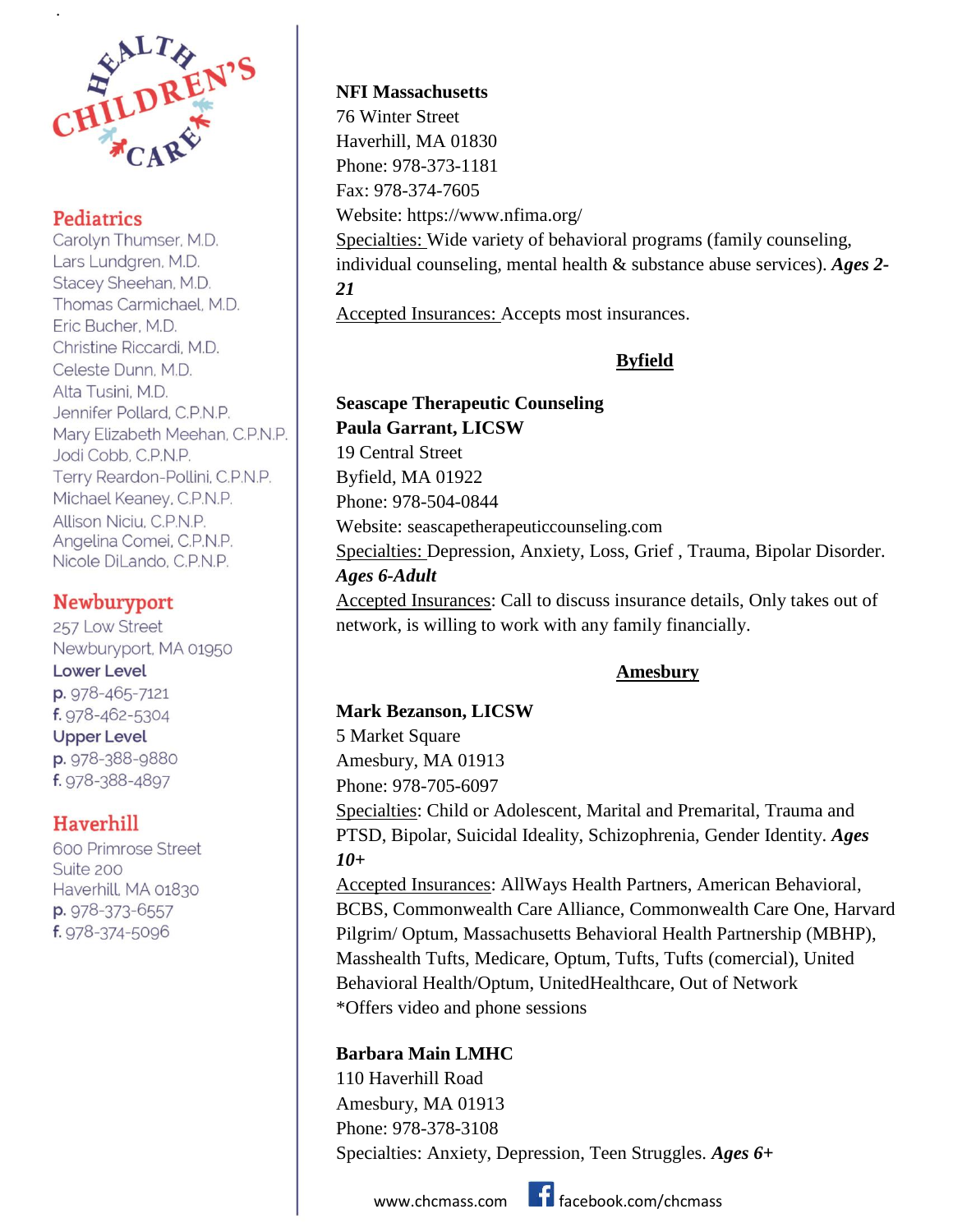**Children's Health Care**

## Pediatrics

Carolyn Thumser, M.D.
Lars Lundgren, M.D.
Stacey Sheehan, M.D.
Thomas Carmichael, M.D.
Eric Bucher, M.D.
Christine Riccardi, M.D.
Celeste Dunn, M.D.
Alta Tusini, M.D.
Jennifer Pollard, C.P.N.P.
Mary Elizabeth Meehan, C.P.N.P.
Jodi Cobb, C.P.N.P.
Terry Reardon-Pollini, C.P.N.P.
Michael Keaney, C.P.N.P.
Allison Niciu, C.P.N.P.
Angelina Comei, C.P.N.P.
Nicole DiLando, C.P.N.P.

## Newburyport

257 Low Street
Newburyport, MA 01950
**Lower Level**
p. 978-465-7121
f. 978-462-5304
**Upper Level**
p. 978-388-9880
f. 978-388-4897

## Haverhill

600 Primrose Street
Suite 200
Haverhill, MA 01830
p. 978-373-6557
f. 978-374-5096

---

**NFI Massachusetts**
76 Winter Street
Haverhill, MA 01830
Phone: 978-373-1181
Fax: 978-374-7605
Website: https://www.nfima.org/
Specialties: Wide variety of behavioral programs (family counseling, individual counseling, mental health & substance abuse services). ***Ages 2-21***
Accepted Insurances: Accepts most insurances.

## Byfield

**Seascape Therapeutic Counseling**
**Paula Garrant, LICSW**
19 Central Street
Byfield, MA 01922
Phone: 978-504-0844
Website: seascapetherapeuticcounseling.com
Specialties: Depression, Anxiety, Loss, Grief , Trauma, Bipolar Disorder. ***Ages 6-Adult***
Accepted Insurances: Call to discuss insurance details, Only takes out of network, is willing to work with any family financially.

## Amesbury

**Mark Bezanson, LICSW**
5 Market Square
Amesbury, MA 01913
Phone: 978-705-6097
Specialties: Child or Adolescent, Marital and Premarital, Trauma and PTSD, Bipolar, Suicidal Ideality, Schizophrenia, Gender Identity. ***Ages 10+***
Accepted Insurances: AllWays Health Partners, American Behavioral, BCBS, Commonwealth Care Alliance, Commonwealth Care One, Harvard Pilgrim/ Optum, Massachusetts Behavioral Health Partnership (MBHP), Masshealth Tufts, Medicare, Optum, Tufts, Tufts (comercial), United Behavioral Health/Optum, UnitedHealthcare, Out of Network
*Offers video and phone sessions

**Barbara Main LMHC**
110 Haverhill Road
Amesbury, MA 01913
Phone: 978-378-3108
Specialties: Anxiety, Depression, Teen Struggles. ***Ages 6+***

www.chcmass.com facebook.com/chcmass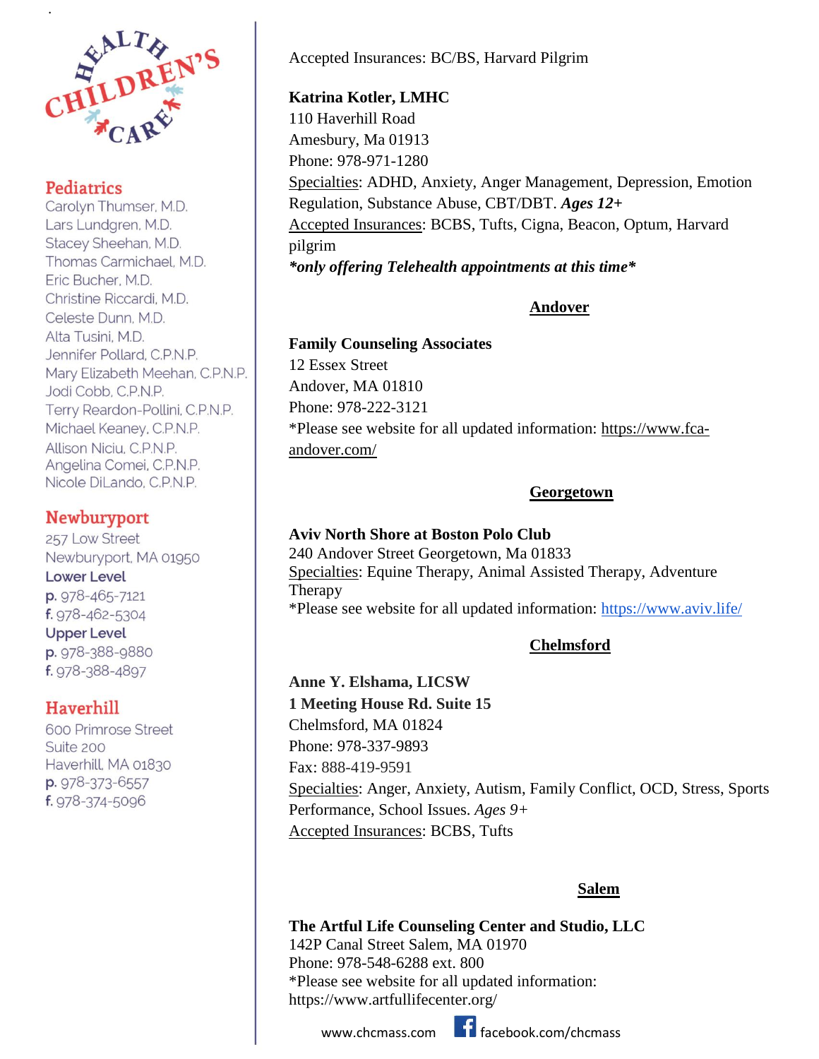**Pediatrics**

Carolyn Thumser, M.D.
Lars Lundgren, M.D.
Stacey Sheehan, M.D.
Thomas Carmichael, M.D.
Eric Bucher, M.D.
Christine Riccardi, M.D.
Celeste Dunn, M.D.
Alta Tusini, M.D.
Jennifer Pollard, C.P.N.P.
Mary Elizabeth Meehan, C.P.N.P.
Jodi Cobb, C.P.N.P.
Terry Reardon-Pollini, C.P.N.P.
Michael Keaney, C.P.N.P.
Allison Niciu, C.P.N.P.
Angelina Comei, C.P.N.P.
Nicole DiLando, C.P.N.P.

**Newburyport**

257 Low Street
Newburyport, MA 01950
**Lower Level**
p. 978-465-7121
f. 978-462-5304
**Upper Level**
p. 978-388-9880
f. 978-388-4897

**Haverhill**

600 Primrose Street
Suite 200
Haverhill, MA 01830
p. 978-373-6557
f. 978-374-5096

Accepted Insurances: BC/BS, Harvard Pilgrim

**Katrina Kotler, LMHC**
110 Haverhill Road
Amesbury, Ma 01913
Phone: 978-971-1280
Specialties: ADHD, Anxiety, Anger Management, Depression, Emotion Regulation, Substance Abuse, CBT/DBT. ***Ages 12+***
Accepted Insurances: BCBS, Tufts, Cigna, Beacon, Optum, Harvard pilgrim
***\*only offering Telehealth appointments at this time\****

## Andover

**Family Counseling Associates**
12 Essex Street
Andover, MA 01810
Phone: 978-222-3121
*Please see website for all updated information: https://www.fca-andover.com/

## Georgetown

**Aviv North Shore at Boston Polo Club**
240 Andover Street Georgetown, Ma 01833
Specialties: Equine Therapy, Animal Assisted Therapy, Adventure Therapy
*Please see website for all updated information: https://www.aviv.life/

## Chelmsford

**Anne Y. Elshama, LICSW**
**1 Meeting House Rd. Suite 15**
Chelmsford, MA 01824
Phone: 978-337-9893
Fax: 888-419-9591
Specialties: Anger, Anxiety, Autism, Family Conflict, OCD, Stress, Sports Performance, School Issues. *Ages 9+*
Accepted Insurances: BCBS, Tufts

## Salem

**The Artful Life Counseling Center and Studio, LLC**
142P Canal Street Salem, MA 01970
Phone: 978-548-6288 ext. 800
*Please see website for all updated information: https://www.artfullifecenter.org/

www.chcmass.com facebook.com/chcmass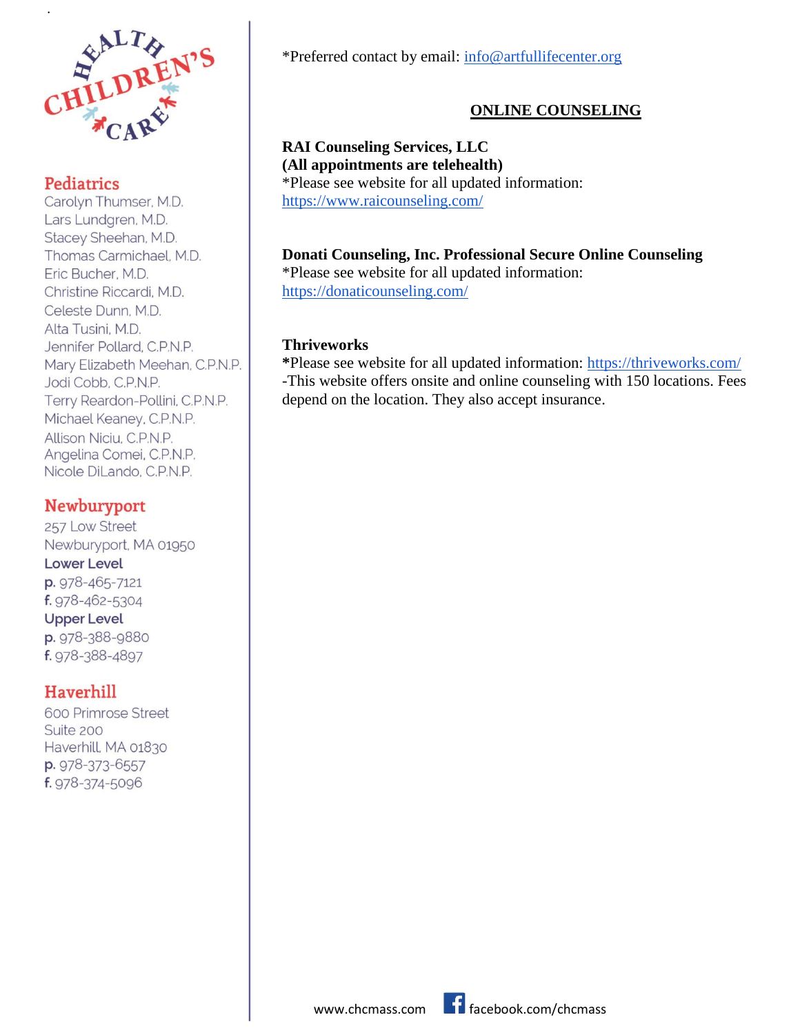Pediatrics

Carolyn Thumser, M.D.
Lars Lundgren, M.D.
Stacey Sheehan, M.D.
Thomas Carmichael, M.D.
Eric Bucher, M.D.
Christine Riccardi, M.D.
Celeste Dunn, M.D.
Alta Tusini, M.D.
Jennifer Pollard, C.P.N.P.
Mary Elizabeth Meehan, C.P.N.P.
Jodi Cobb, C.P.N.P.
Terry Reardon-Pollini, C.P.N.P.
Michael Keaney, C.P.N.P.
Allison Niciu, C.P.N.P.
Angelina Comei, C.P.N.P.
Nicole DiLando, C.P.N.P.

Newburyport

257 Low Street
Newburyport, MA 01950
**Lower Level**
**p.** 978-465-7121
**f.** 978-462-5304
**Upper Level**
**p.** 978-388-9880
**f.** 978-388-4897

Haverhill

600 Primrose Street
Suite 200
Haverhill, MA 01830
**p.** 978-373-6557
**f.** 978-374-5096

*Preferred contact by email: info@artfullifecenter.org

## ONLINE COUNSELING

**RAI Counseling Services, LLC**
**(All appointments are telehealth)**
*Please see website for all updated information:
https://www.raicounseling.com/

**Donati Counseling, Inc. Professional Secure Online Counseling**
*Please see website for all updated information:
https://donaticounseling.com/

**Thriveworks**
***Please see website for all updated information: https://thriveworks.com/
-This website offers onsite and online counseling with 150 locations. Fees depend on the location. They also accept insurance.

www.chcmass.com facebook.com/chcmass